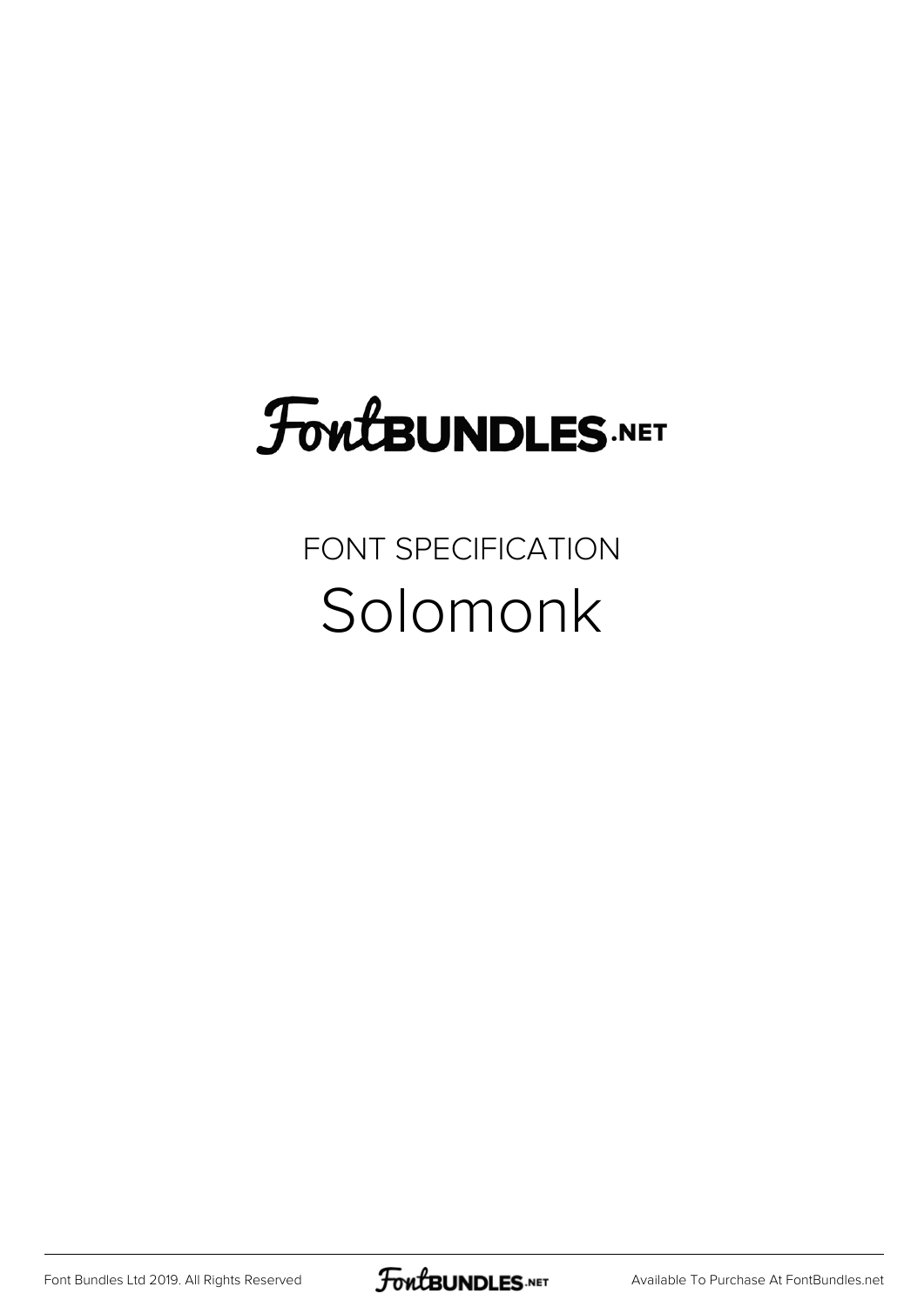# FontBUNDLES.NET

## FONT SPECIFICATION

# Solomonk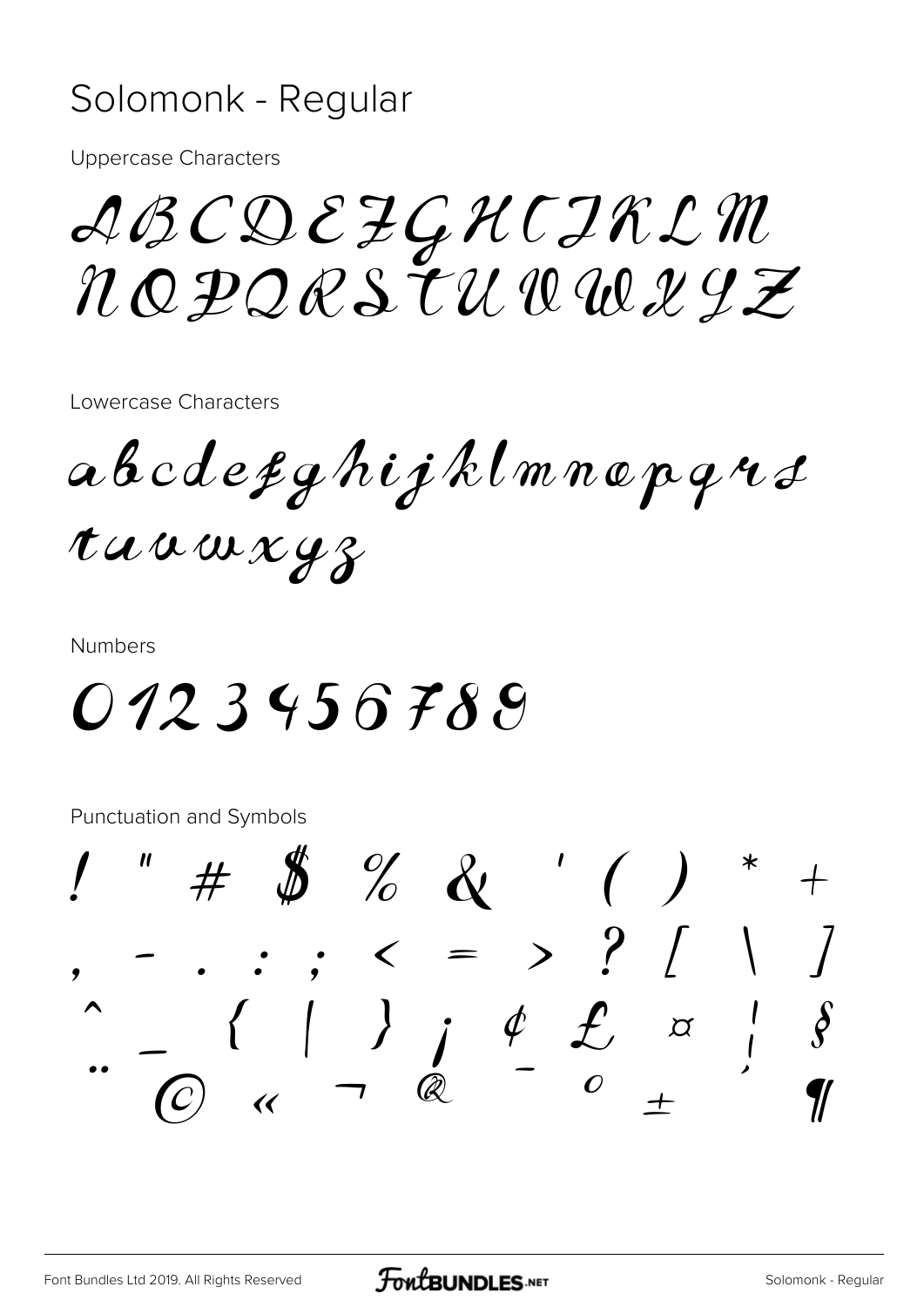# Solomonk - Regular

Uppercase Characters

ABCDEFGHIJKLM
NOPQRSTUVWXYZ

Lowercase Characters

abcdefghijklmnopqrs
tuvwxyz

Numbers

0123456789

Punctuation and Symbols

! " # $ % & ' ( ) * +
, - . : ; < = > ? [ \ ]
^ _ { | } ¡ ¢ £ ¤ ¦ §
¨ © « ¬ ® ¯ ° ± ´ ¶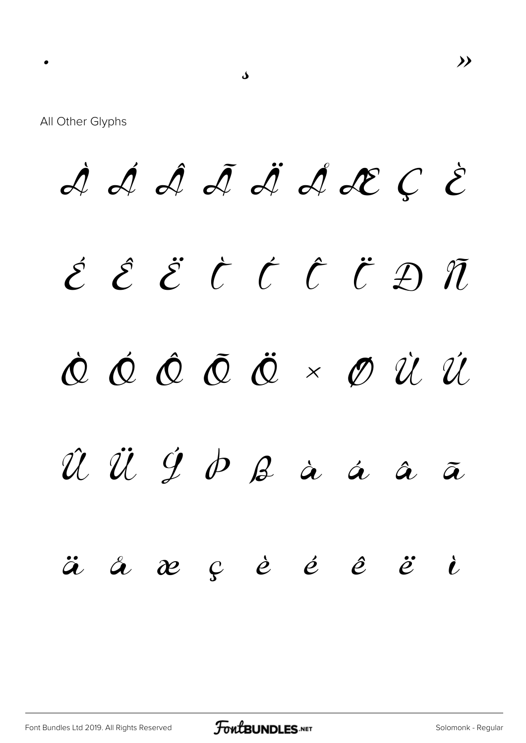· ¸ »

All Other Glyphs

À Á Â Ã Ä Å Æ Ç È

É Ê Ë Ì Í Î Ï Ð Ñ

Ò Ó Ô Õ Ö × Ø Ù Ú

Û Ü Ý Þ ß à á â ã

ä å æ ç è é ê ë ì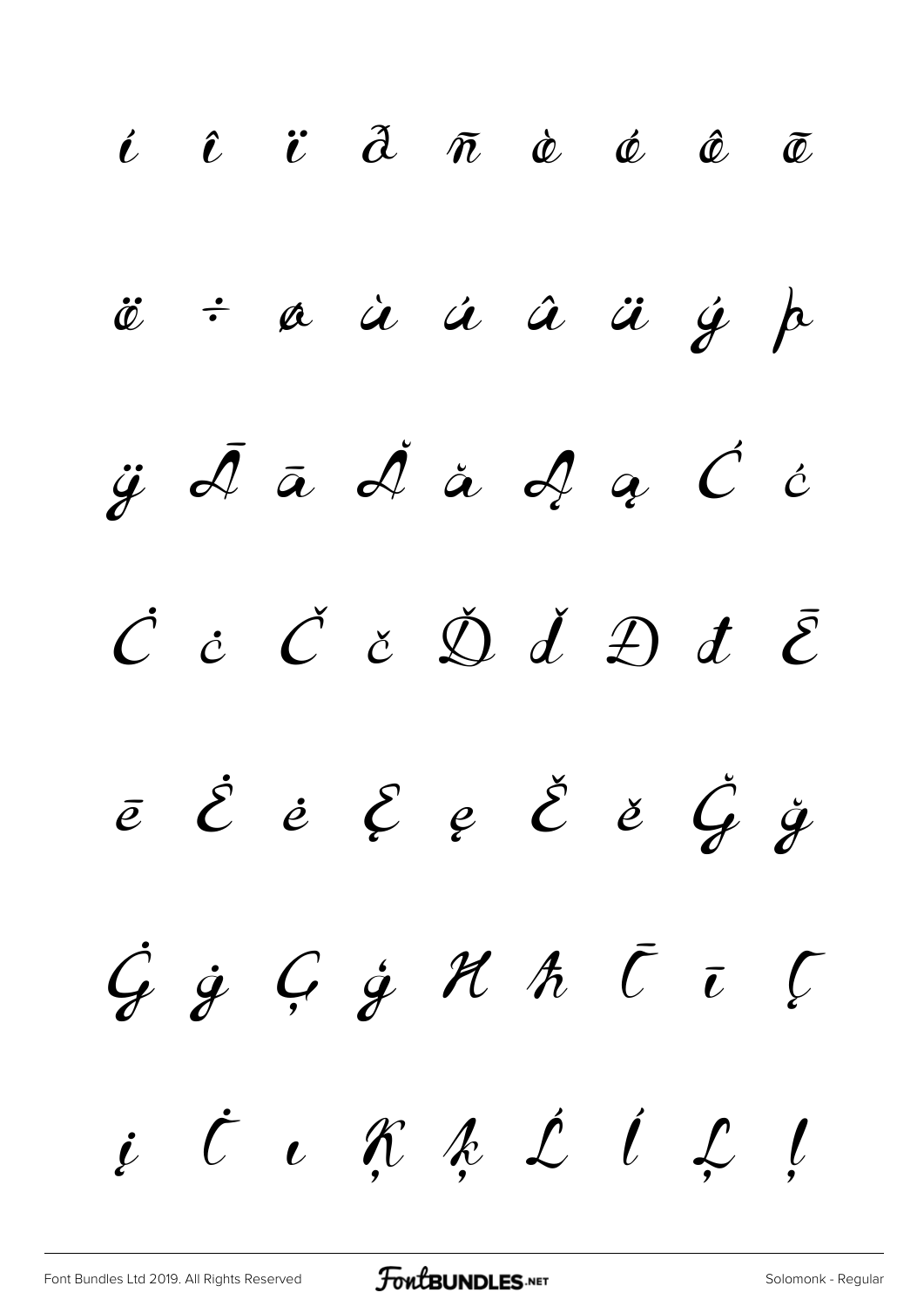í î ï ð ñ ò ó ô õ

ö ÷ ø ù ú û ü ý þ

ÿ Ā ā Ă ă Ą ą Ć ć

Ċ ċ Č č Ď ď Đ đ Ē

ē Ė ė Ę ę Ě ě Ğ ğ

Ġ ġ Ģ ģ Ħ ħ Ī ī Į

į İ ı Ķ ķ Ĺ ĺ Ļ ļ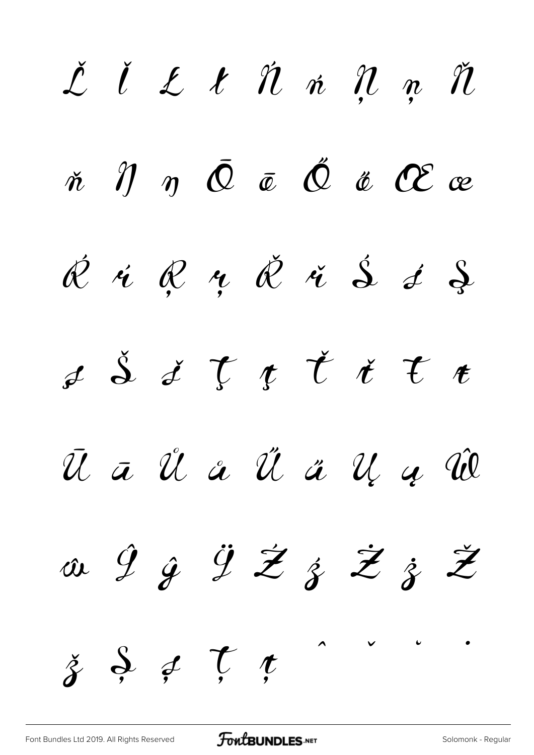Ľ ľ Ł ł Ń ń Ņ ņ Ň

ň Ŋ ŋ Ō ō Ő ő Œ œ

Ŕ ŕ Ŗ ŗ Ř ř Ś ś Ş

ş Š š Ţ ţ Ť ť Ŧ ŧ

Ū ū Ů ů Ű ű Ų ų Ŵ

ŵ Ŷ ŷ Ÿ Ź ź Ż ż Ž

ž Ș ș Ț ț ˆ ˇ ˘ ˙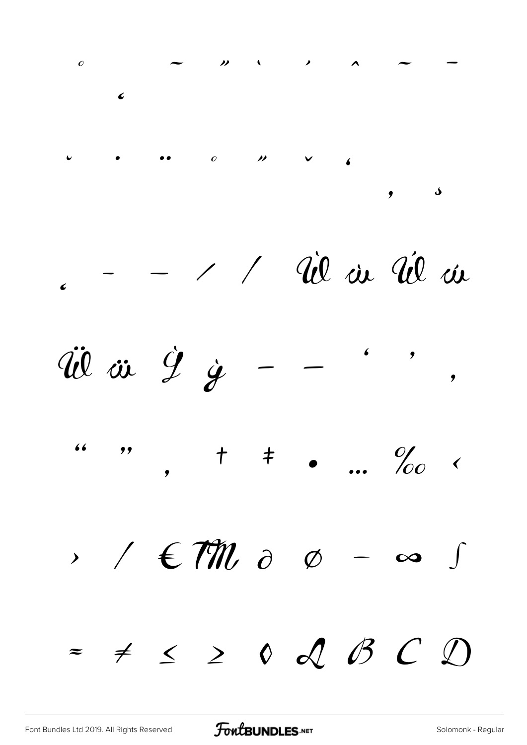˚ ˜ ˝ ˋ ˊ ˆ ˜ ¯
˛

˘ ˙ ¨ ˚ ˝ ˇ ˛
, ˢ

¸ ‐ – ⁄ ∕ Ẁ ẁ Ẃ ẃ

Ẅ ẅ Ỳ ỳ – — ' ' ,

" " „ † ‡ • … ‰ ‹

› ⁄ € ™ ∂ ∅ − ∞ ∫

≈ ≠ ≤ ≥ ◊ A B C D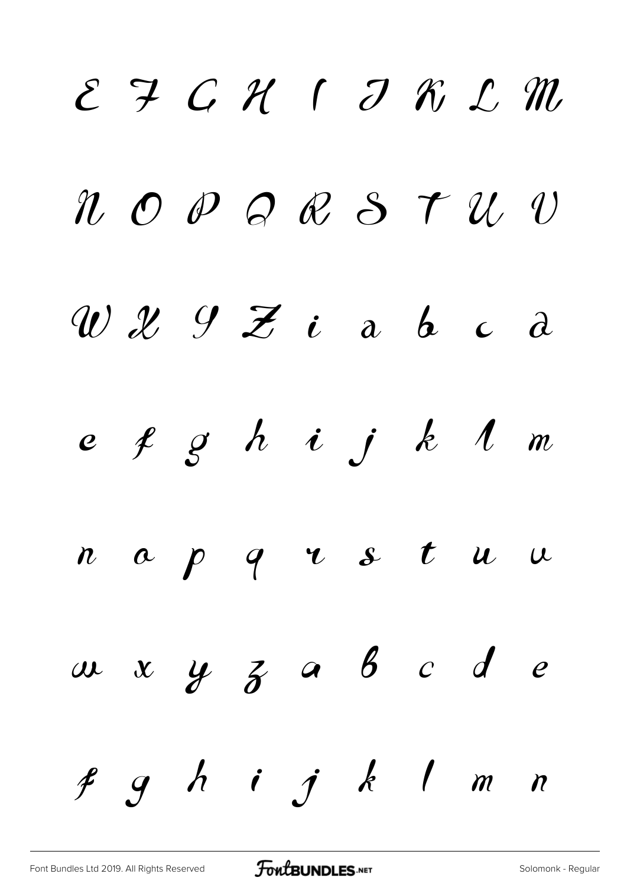E F G H I J K L M

N O P Q R S T U V

W X Y Z i a b c d

e f g h i j k l m

n o p q r s t u v

w x y z a b c d e

f g h i j k l m n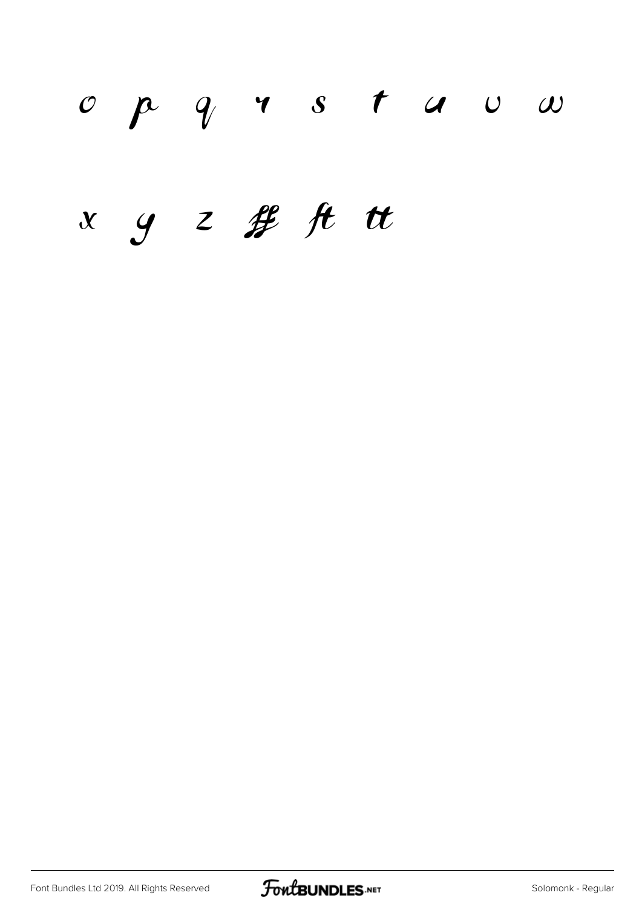o p q r s t u v w

x y z ff ft tt